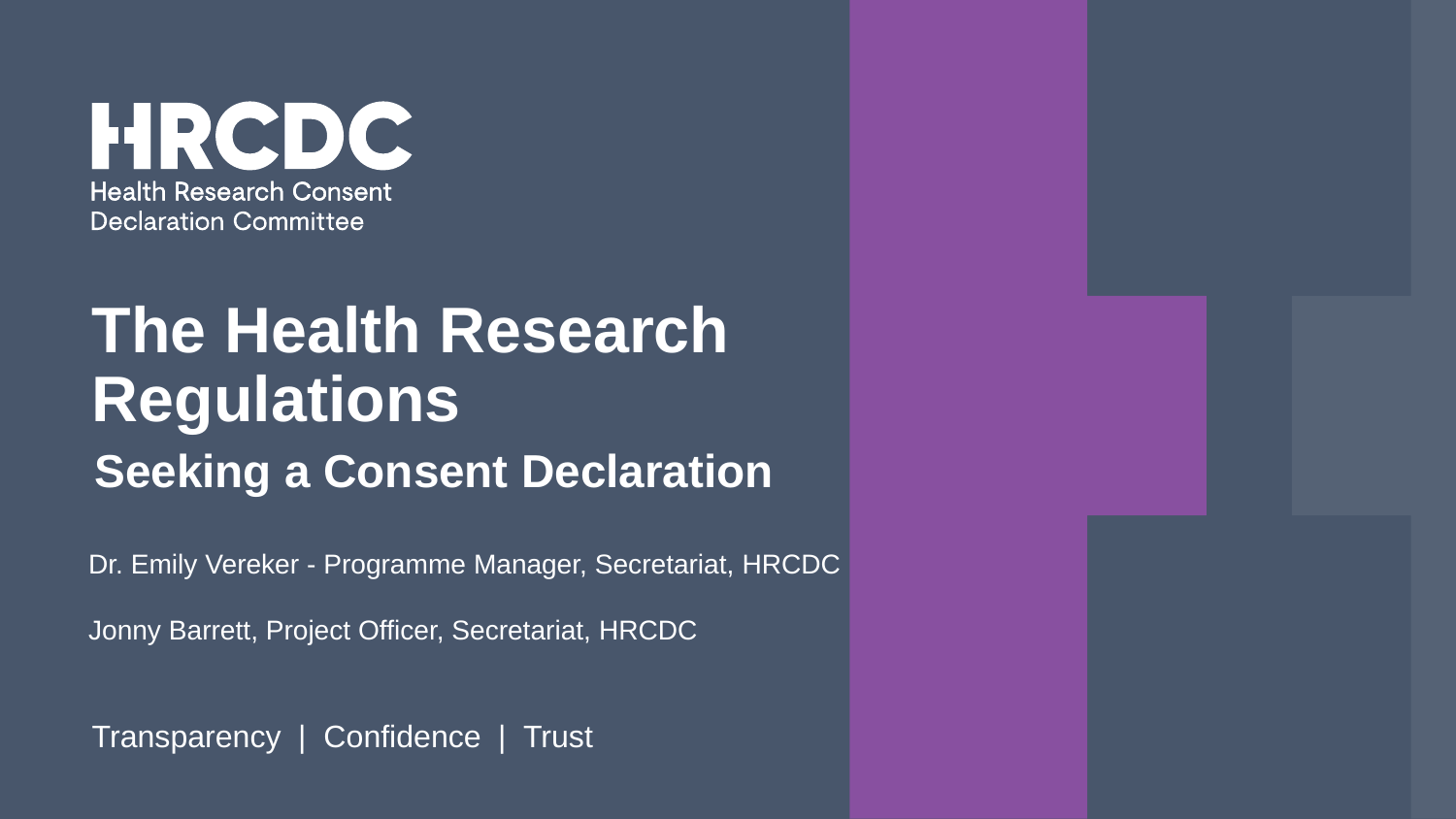**HRCDC**

Health Research Consent Declaration Committee

# The Health Research Regulations

## Seeking a Consent Declaration

Dr. Emily Vereker - Programme Manager, Secretariat, HRCDC

Jonny Barrett, Project Officer, Secretariat, HRCDC

Transparency | Confidence | Trust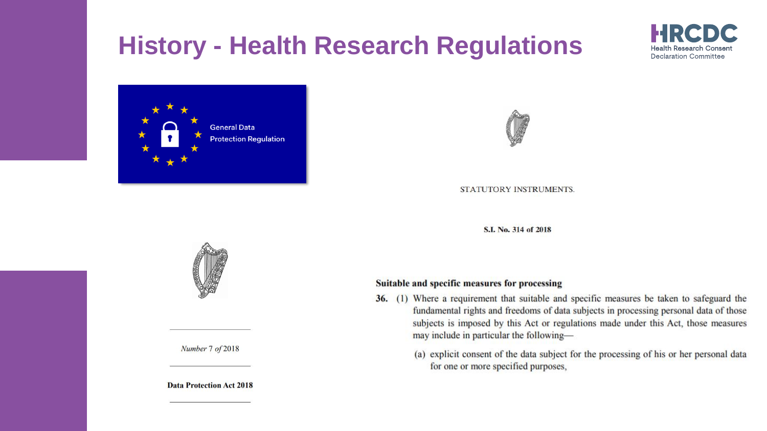# History - Health Research Regulations

General Data Protection Regulation

STATUTORY INSTRUMENTS.

**S.I. No. 314 of 2018**

*Number* 7 *of* 2018

**Data Protection Act 2018**

**Suitable and specific measures for processing**

**36.** (1) Where a requirement that suitable and specific measures be taken to safeguard the fundamental rights and freedoms of data subjects in processing personal data of those subjects is imposed by this Act or regulations made under this Act, those measures may include in particular the following—

(a) explicit consent of the data subject for the processing of his or her personal data for one or more specified purposes,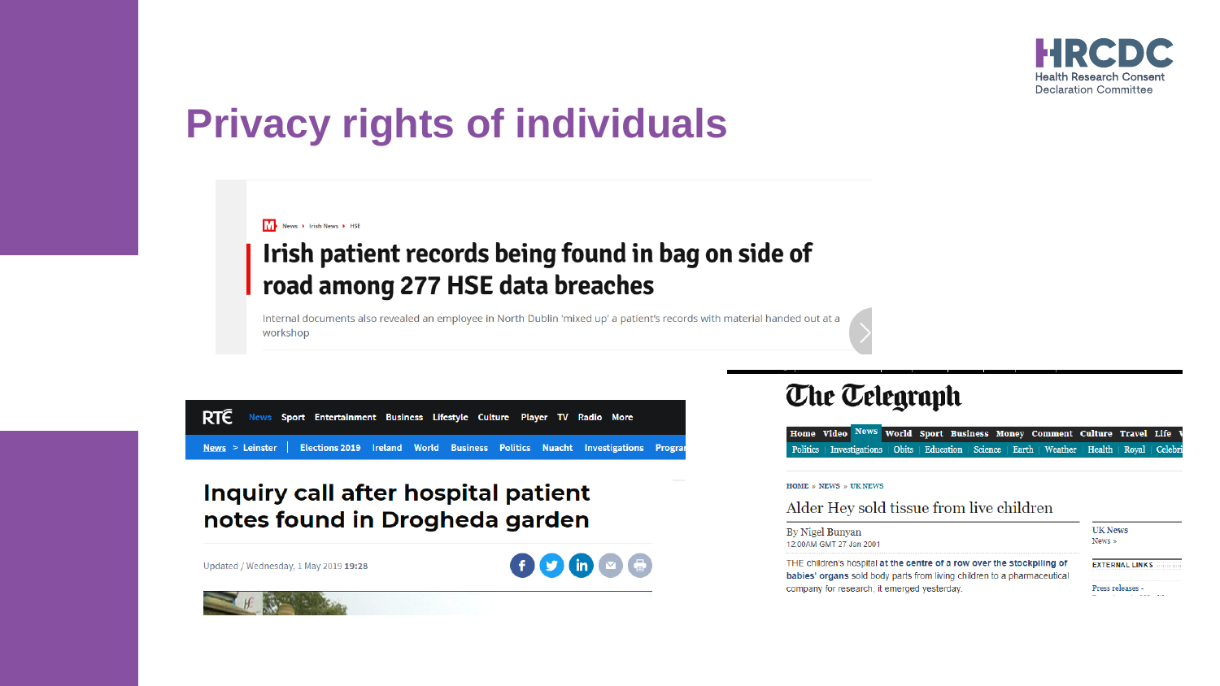# Privacy rights of individuals

News › Irish News › HSE

## Irish patient records being found in bag on side of road among 277 HSE data breaches

Internal documents also revealed an employee in North Dublin 'mixed up' a patient's records with material handed out at a workshop

RTÉ News Sport Entertainment Business Lifestyle Culture Player TV Radio More

News > Leinster | Elections 2019 Ireland World Business Politics Nuacht Investigations

## Inquiry call after hospital patient notes found in Drogheda garden

Updated / Wednesday, 1 May 2019 19:28

The Telegraph

Home Video News World Sport Business Money Comment Culture Travel Life

Politics | Investigations | Obits | Education | Science | Earth | Weather | Health | Royal

HOME » NEWS » UK NEWS

## Alder Hey sold tissue from live children

By Nigel Bunyan
12:00AM GMT 27 Jan 2001

THE children's hospital at the centre of a row over the stockpiling of babies' organs sold body parts from living children to a pharmaceutical company for research, it emerged yesterday.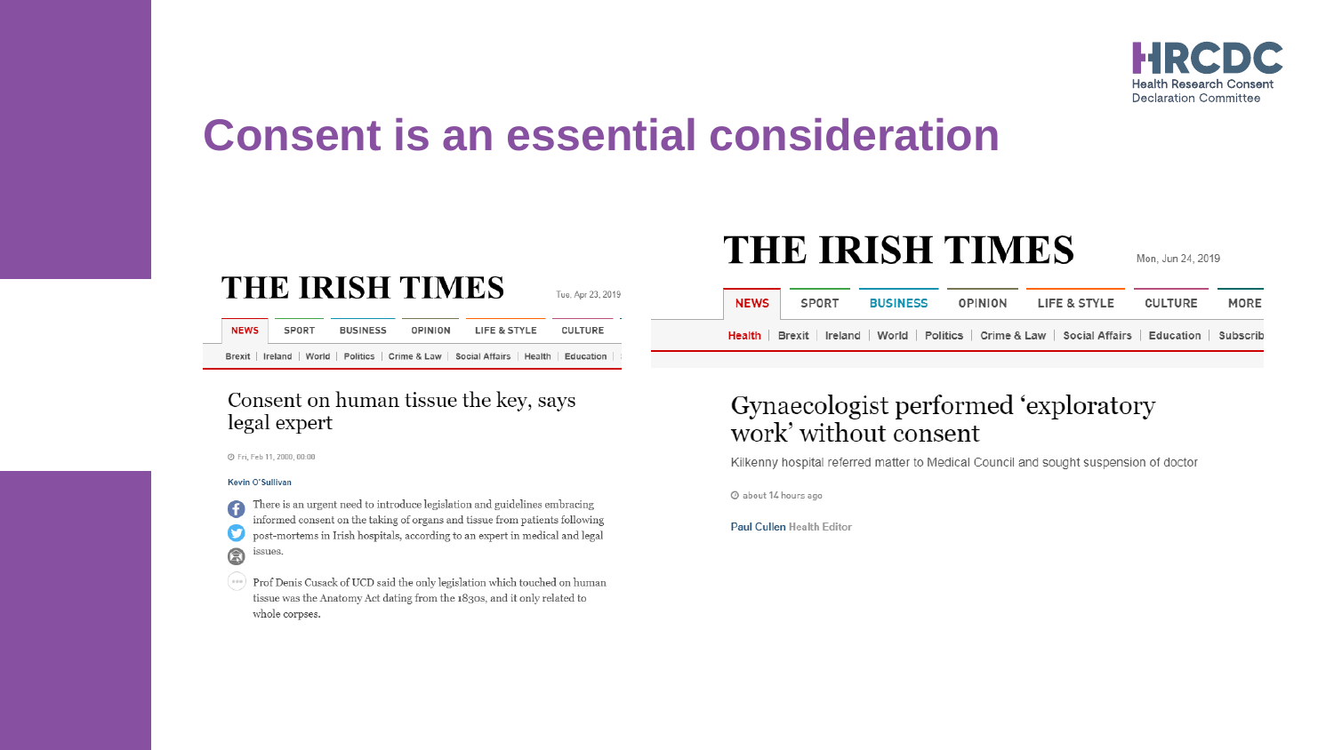# Consent is an essential consideration

HRCDC
Health Research Consent Declaration Committee

**THE IRISH TIMES** Tue, Apr 23, 2019

NEWS | SPORT | BUSINESS | OPINION | LIFE & STYLE | CULTURE

Brexit | Ireland | World | Politics | Crime & Law | Social Affairs | Health | Education

## Consent on human tissue the key, says legal expert

Fri, Feb 11, 2000, 00:00

Kevin O'Sullivan

There is an urgent need to introduce legislation and guidelines embracing informed consent on the taking of organs and tissue from patients following post-mortems in Irish hospitals, according to an expert in medical and legal issues.

Prof Denis Cusack of UCD said the only legislation which touched on human tissue was the Anatomy Act dating from the 1830s, and it only related to whole corpses.

**THE IRISH TIMES** Mon, Jun 24, 2019

NEWS | SPORT | BUSINESS | OPINION | LIFE & STYLE | CULTURE | MORE

Health | Brexit | Ireland | World | Politics | Crime & Law | Social Affairs | Education | Subscrib

## Gynaecologist performed 'exploratory work' without consent

Kilkenny hospital referred matter to Medical Council and sought suspension of doctor

about 14 hours ago

Paul Cullen Health Editor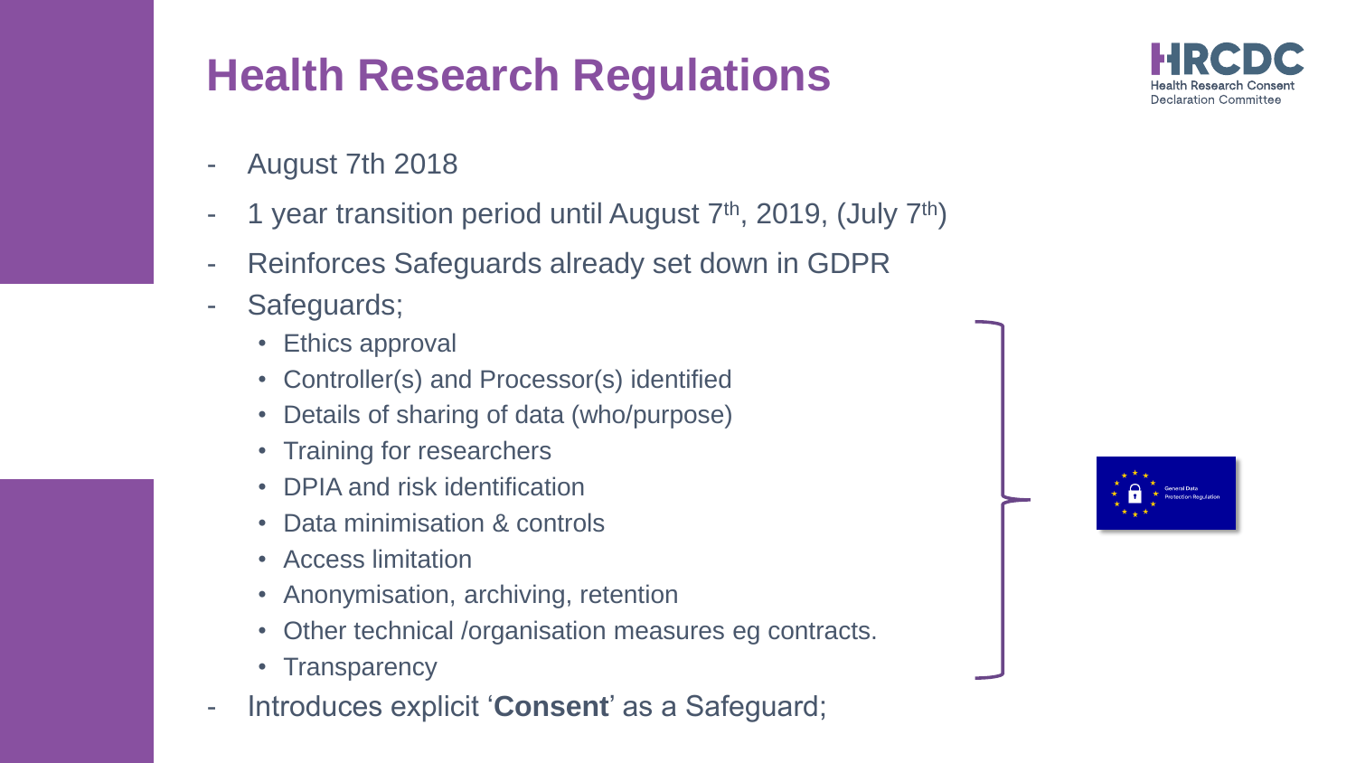# Health Research Regulations

- August 7th 2018
- 1 year transition period until August 7th, 2019, (July 7th)
- Reinforces Safeguards already set down in GDPR
- Safeguards;
  - Ethics approval
  - Controller(s) and Processor(s) identified
  - Details of sharing of data (who/purpose)
  - Training for researchers
  - DPIA and risk identification
  - Data minimisation & controls
  - Access limitation
  - Anonymisation, archiving, retention
  - Other technical /organisation measures eg contracts.
  - Transparency
- Introduces explicit '**Consent**' as a Safeguard;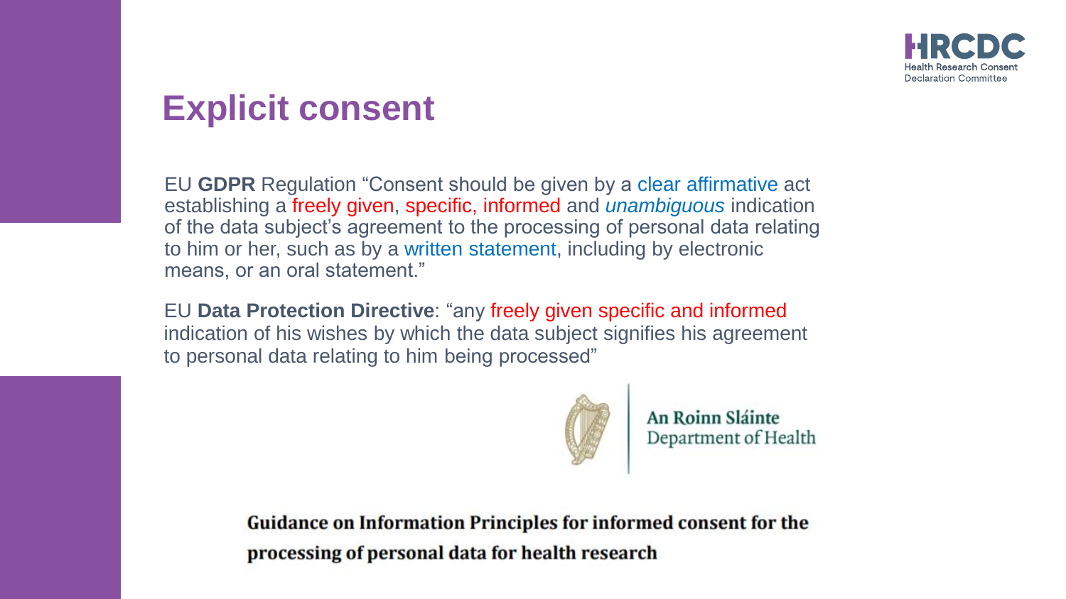# Explicit consent

EU **GDPR** Regulation "Consent should be given by a clear affirmative act establishing a freely given, specific, informed and *unambiguous* indication of the data subject's agreement to the processing of personal data relating to him or her, such as by a written statement, including by electronic means, or an oral statement."

EU **Data Protection Directive**: "any freely given specific and informed indication of his wishes by which the data subject signifies his agreement to personal data relating to him being processed"

An Roinn Sláinte
Department of Health

**Guidance on Information Principles for informed consent for the processing of personal data for health research**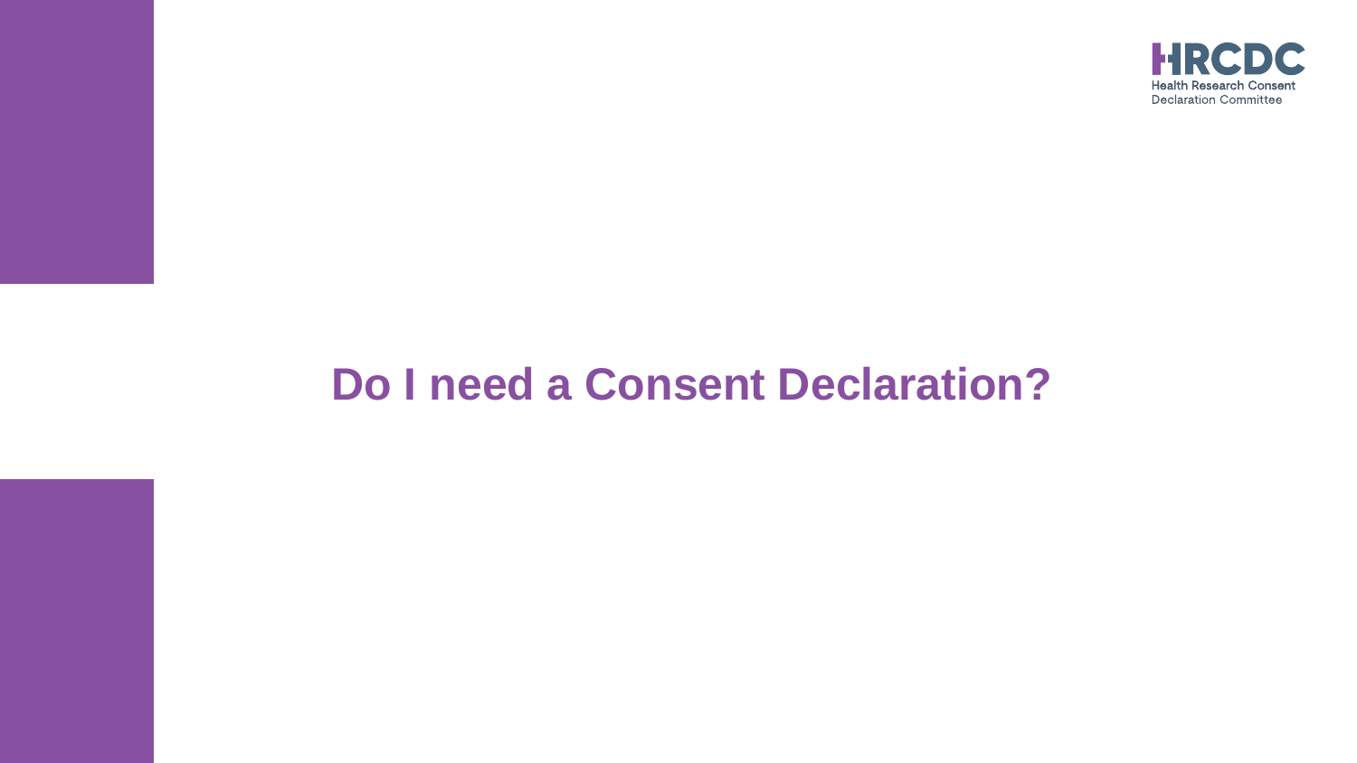# Do I need a Consent Declaration?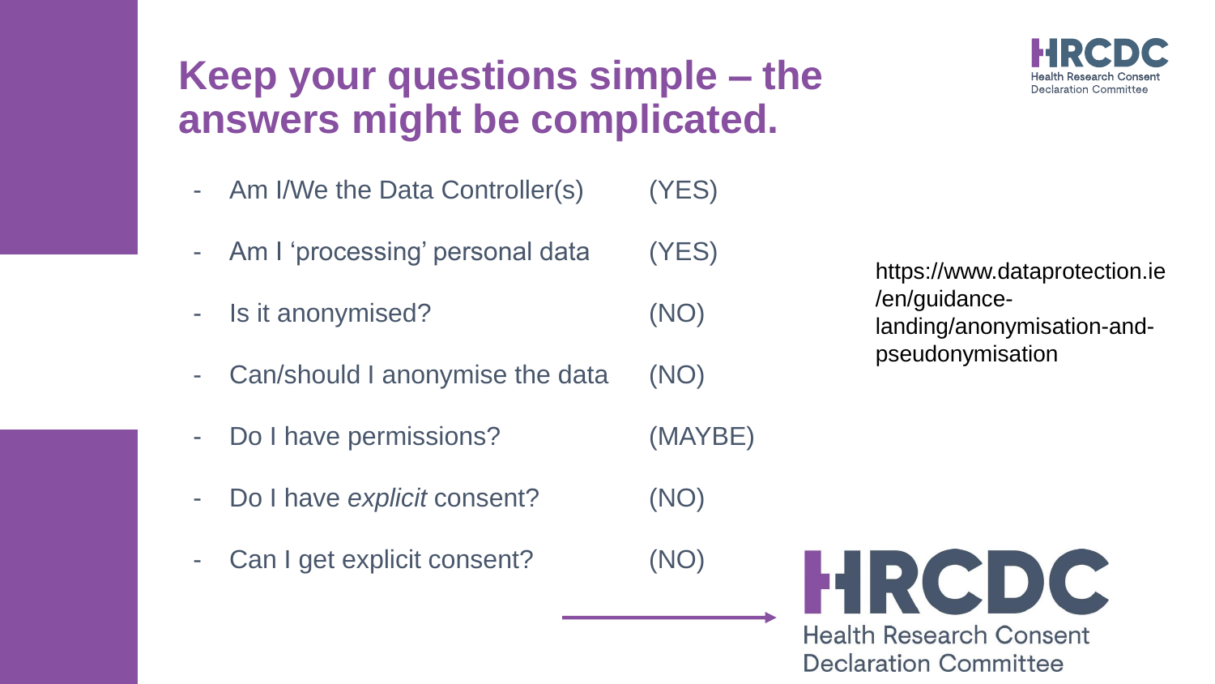# Keep your questions simple – the answers might be complicated.

- Am I/We the Data Controller(s) (YES)
- Am I 'processing' personal data (YES)
- Is it anonymised? (NO)
- Can/should I anonymise the data (NO)
- Do I have permissions? (MAYBE)
- Do I have *explicit* consent? (NO)
- Can I get explicit consent? (NO) → HRCDC Health Research Consent Declaration Committee

https://www.dataprotection.ie/en/guidance-landing/anonymisation-and-pseudonymisation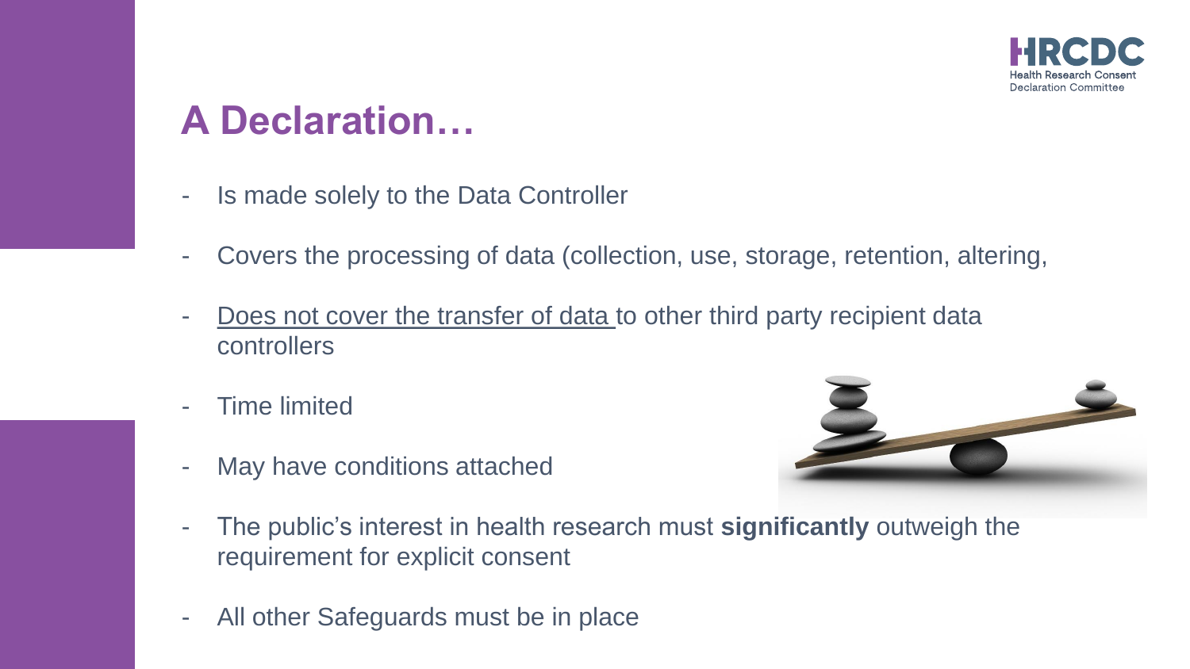# A Declaration…

- Is made solely to the Data Controller
- Covers the processing of data (collection, use, storage, retention, altering,
- Does not cover the transfer of data to other third party recipient data controllers
- Time limited
- May have conditions attached
- The public's interest in health research must **significantly** outweigh the requirement for explicit consent
- All other Safeguards must be in place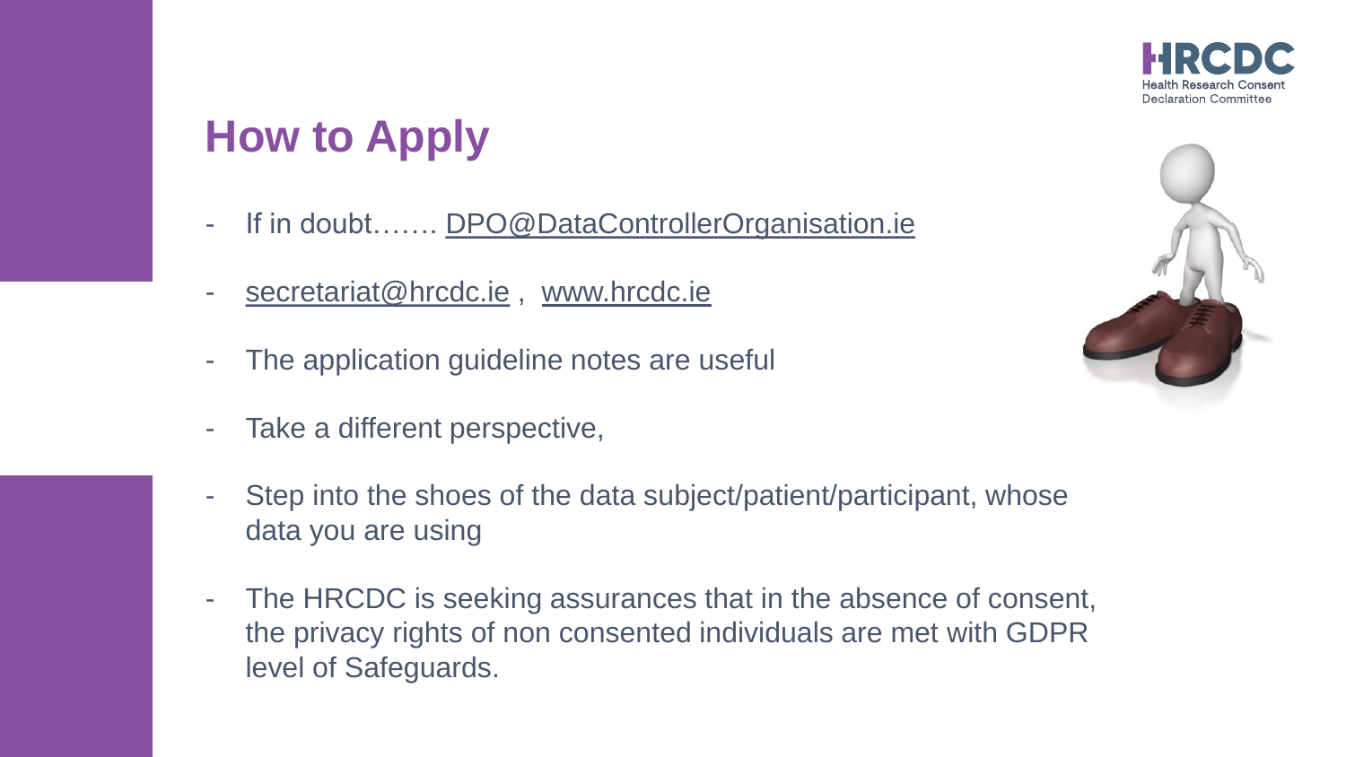# How to Apply

- If in doubt……. DPO@DataControllerOrganisation.ie
- secretariat@hrcdc.ie , www.hrcdc.ie
- The application guideline notes are useful
- Take a different perspective,
- Step into the shoes of the data subject/patient/participant, whose data you are using
- The HRCDC is seeking assurances that in the absence of consent, the privacy rights of non consented individuals are met with GDPR level of Safeguards.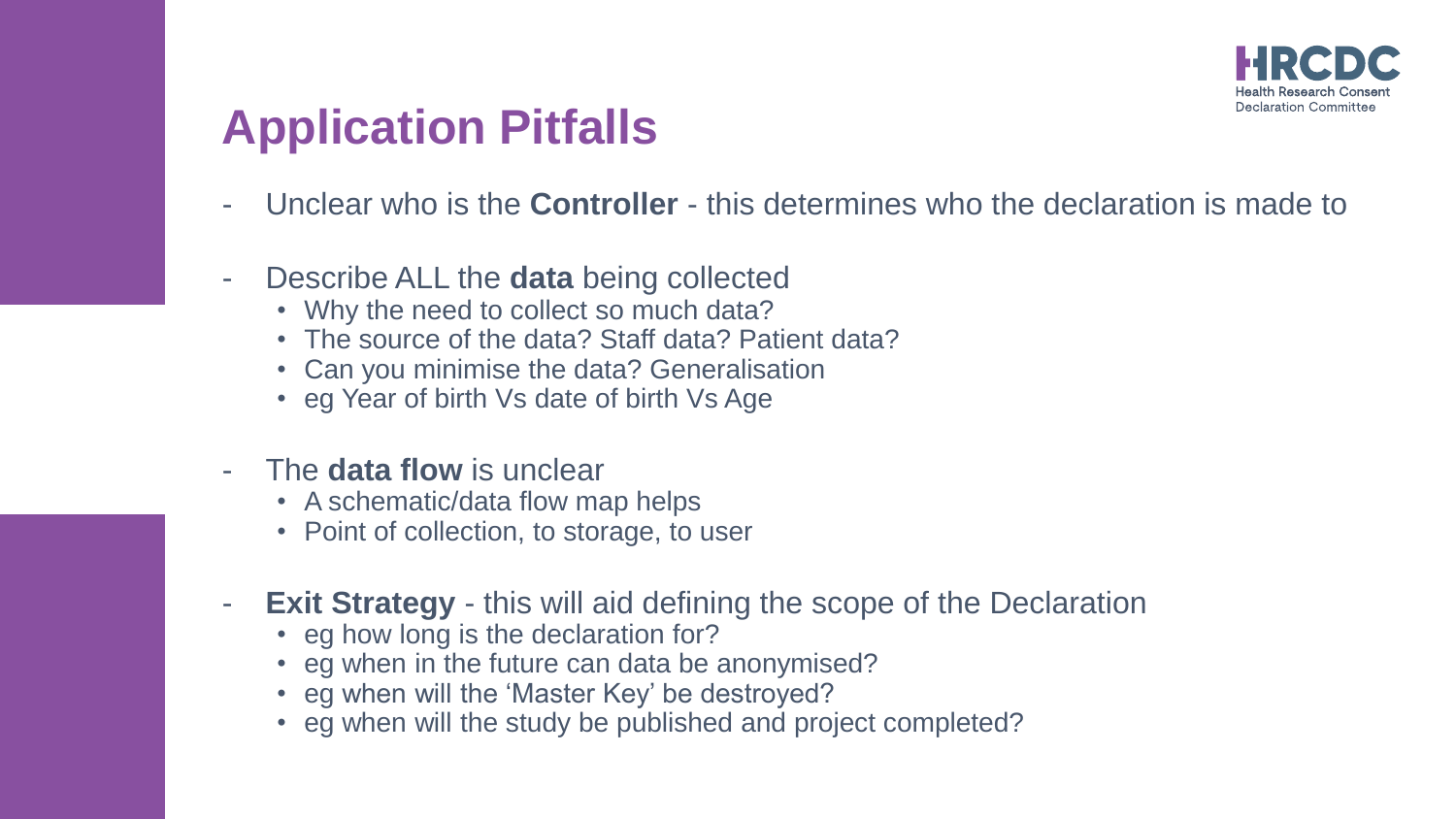# Application Pitfalls

- Unclear who is the **Controller** - this determines who the declaration is made to

- Describe ALL the **data** being collected
  - Why the need to collect so much data?
  - The source of the data? Staff data? Patient data?
  - Can you minimise the data? Generalisation
  - eg Year of birth Vs date of birth Vs Age

- The **data flow** is unclear
  - A schematic/data flow map helps
  - Point of collection, to storage, to user

- **Exit Strategy** - this will aid defining the scope of the Declaration
  - eg how long is the declaration for?
  - eg when in the future can data be anonymised?
  - eg when will the 'Master Key' be destroyed?
  - eg when will the study be published and project completed?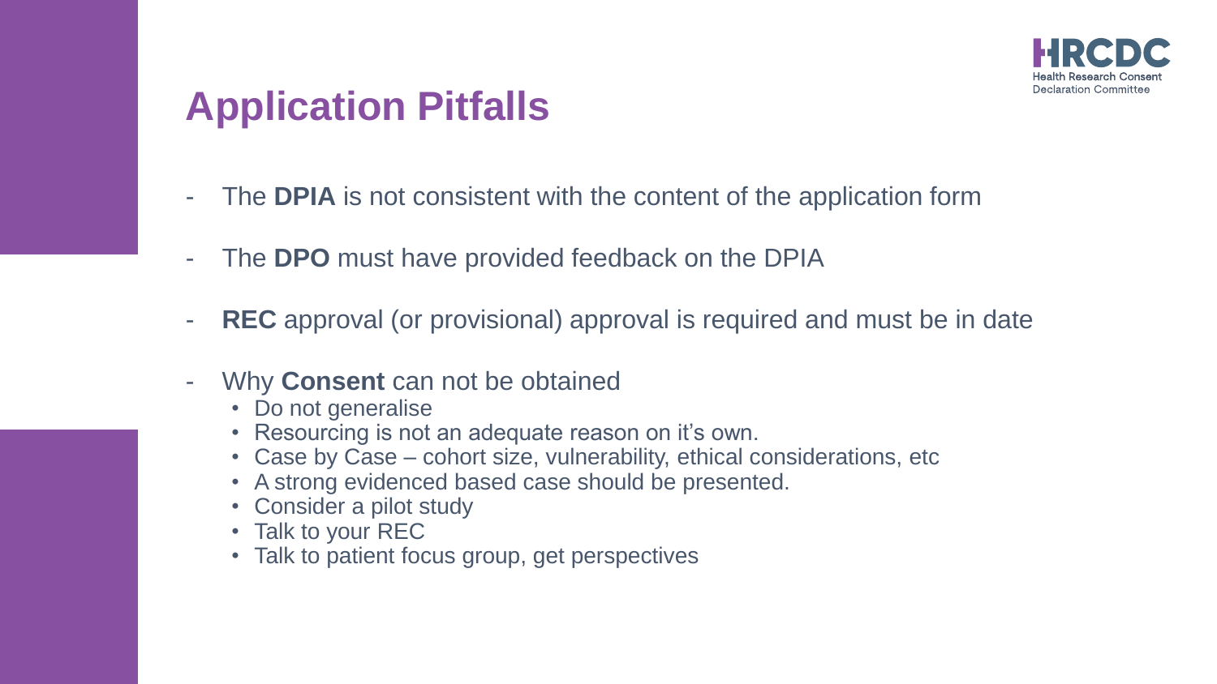# Application Pitfalls

- The **DPIA** is not consistent with the content of the application form
- The **DPO** must have provided feedback on the DPIA
- **REC** approval (or provisional) approval is required and must be in date
- Why **Consent** can not be obtained
  - Do not generalise
  - Resourcing is not an adequate reason on it's own.
  - Case by Case – cohort size, vulnerability, ethical considerations, etc
  - A strong evidenced based case should be presented.
  - Consider a pilot study
  - Talk to your REC
  - Talk to patient focus group, get perspectives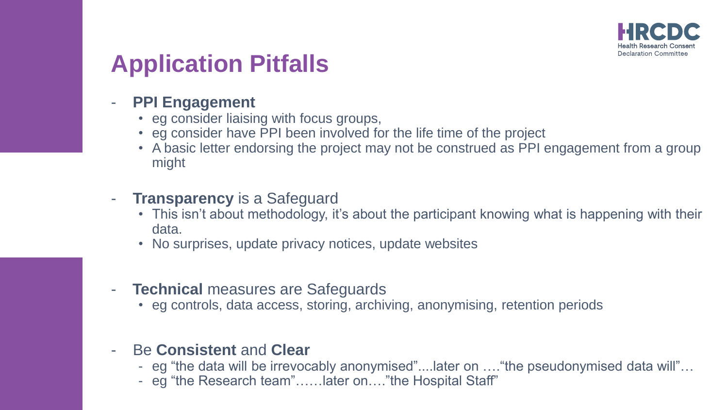# Application Pitfalls

- **PPI Engagement**
  - eg consider liaising with focus groups,
  - eg consider have PPI been involved for the life time of the project
  - A basic letter endorsing the project may not be construed as PPI engagement from a group might

- **Transparency** is a Safeguard
  - This isn't about methodology, it's about the participant knowing what is happening with their data.
  - No surprises, update privacy notices, update websites

- **Technical** measures are Safeguards
  - eg controls, data access, storing, archiving, anonymising, retention periods

- Be **Consistent** and **Clear**
  - eg "the data will be irrevocably anonymised"....later on …."the pseudonymised data will"…
  - eg "the Research team"……later on…."the Hospital Staff"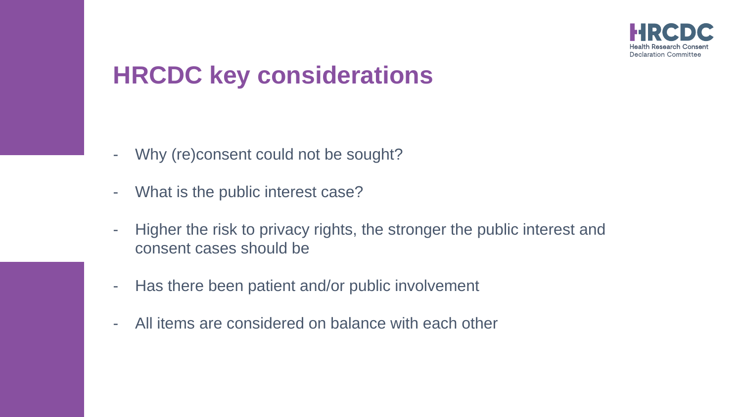# HRCDC key considerations

- Why (re)consent could not be sought?
- What is the public interest case?
- Higher the risk to privacy rights, the stronger the public interest and consent cases should be
- Has there been patient and/or public involvement
- All items are considered on balance with each other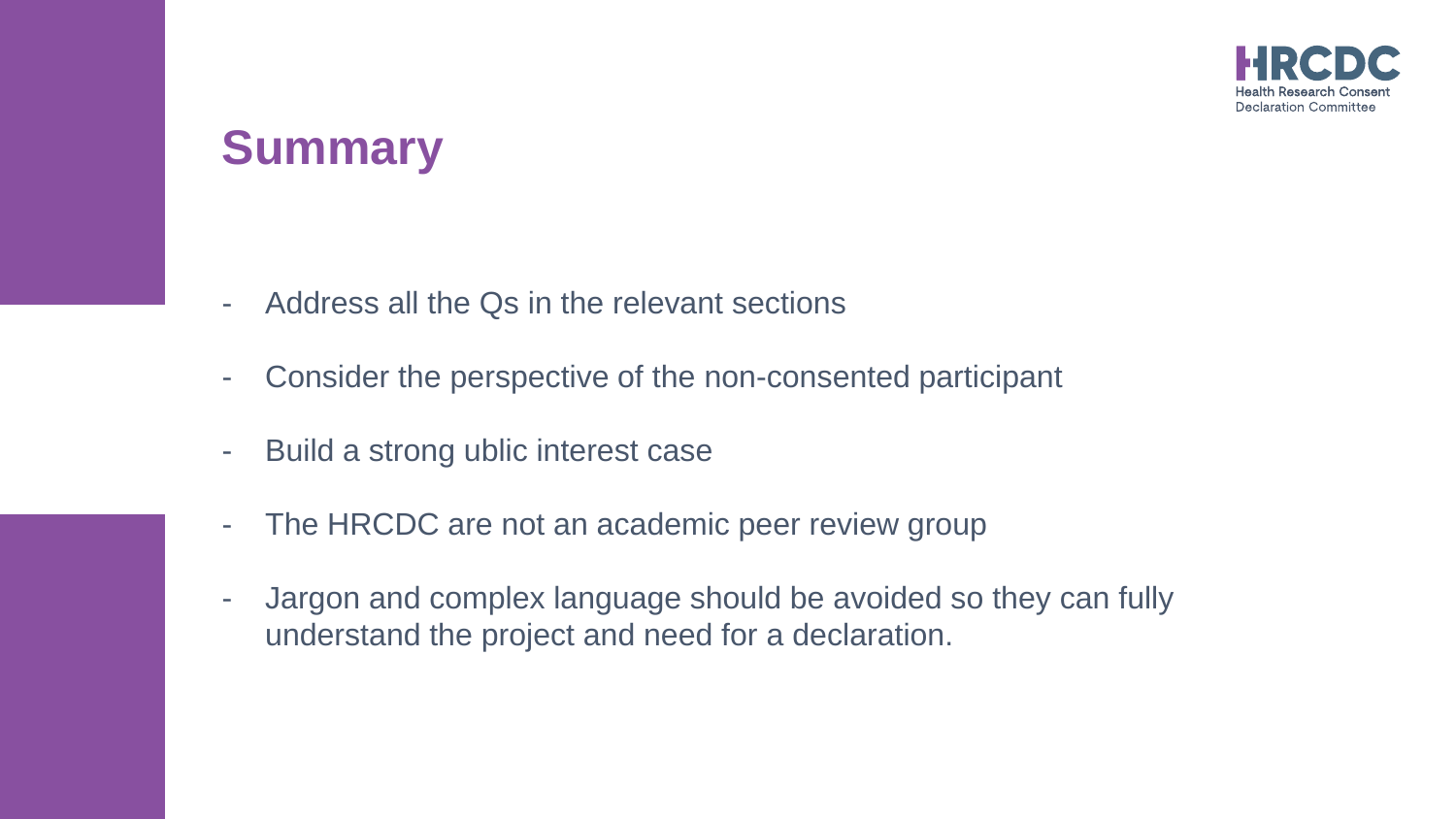# Summary

- Address all the Qs in the relevant sections
- Consider the perspective of the non-consented participant
- Build a strong ublic interest case
- The HRCDC are not an academic peer review group
- Jargon and complex language should be avoided so they can fully understand the project and need for a declaration.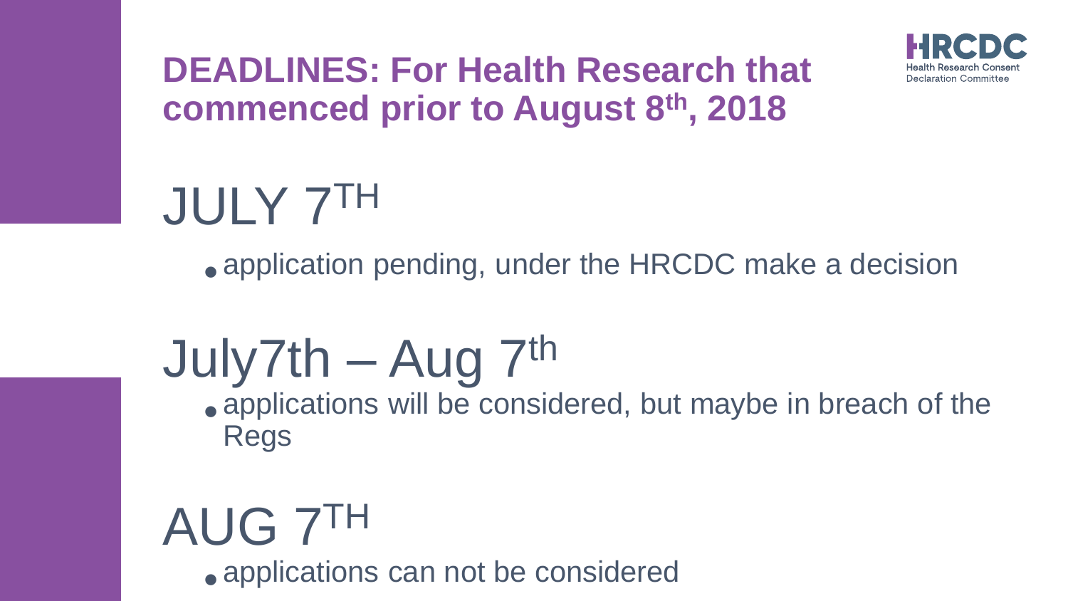# DEADLINES: For Health Research that commenced prior to August 8th, 2018

HRCDC
Health Research Consent Declaration Committee

## JULY 7TH

- application pending, under the HRCDC make a decision

## July7th – Aug 7th

- applications will be considered, but maybe in breach of the Regs

## AUG 7TH

- applications can not be considered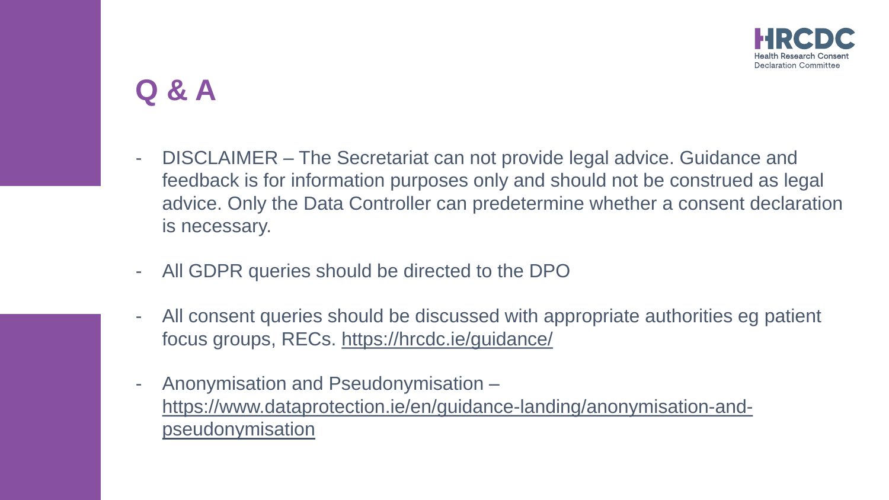# Q & A

- DISCLAIMER – The Secretariat can not provide legal advice. Guidance and feedback is for information purposes only and should not be construed as legal advice. Only the Data Controller can predetermine whether a consent declaration is necessary.
- All GDPR queries should be directed to the DPO
- All consent queries should be discussed with appropriate authorities eg patient focus groups, RECs. https://hrcdc.ie/guidance/
- Anonymisation and Pseudonymisation – https://www.dataprotection.ie/en/guidance-landing/anonymisation-and-pseudonymisation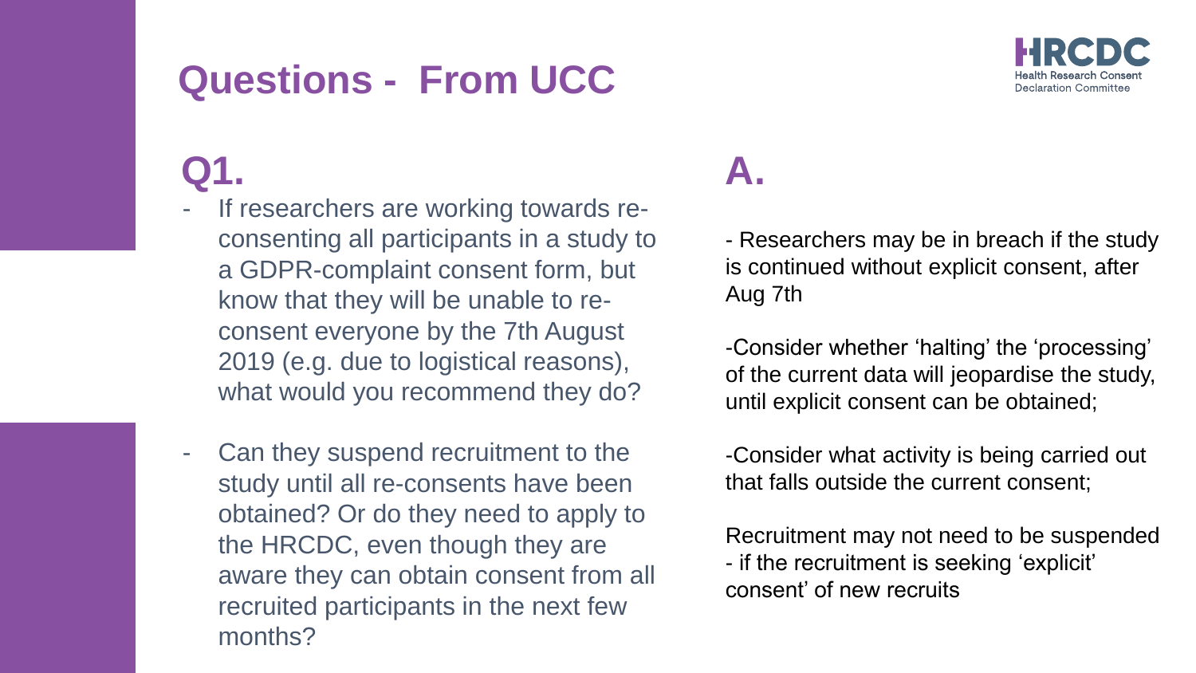# Questions - From UCC

HRCDC Health Research Consent Declaration Committee

## Q1.

- If researchers are working towards re-consenting all participants in a study to a GDPR-complaint consent form, but know that they will be unable to re-consent everyone by the 7th August 2019 (e.g. due to logistical reasons), what would you recommend they do?
- Can they suspend recruitment to the study until all re-consents have been obtained? Or do they need to apply to the HRCDC, even though they are aware they can obtain consent from all recruited participants in the next few months?

## A.

- Researchers may be in breach if the study is continued without explicit consent, after Aug 7th

-Consider whether 'halting' the 'processing' of the current data will jeopardise the study, until explicit consent can be obtained;

-Consider what activity is being carried out that falls outside the current consent;

Recruitment may not need to be suspended - if the recruitment is seeking 'explicit' consent' of new recruits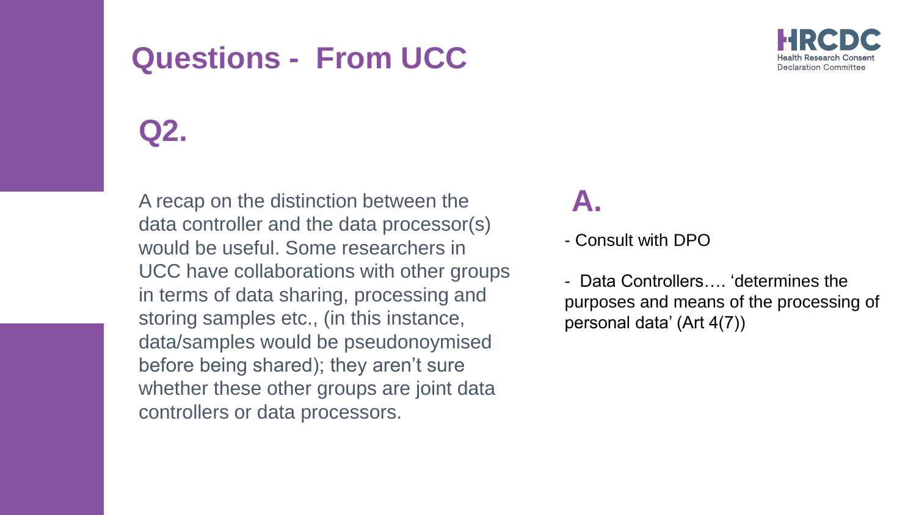# Questions - From UCC

## Q2.

A recap on the distinction between the data controller and the data processor(s) would be useful. Some researchers in UCC have collaborations with other groups in terms of data sharing, processing and storing samples etc., (in this instance, data/samples would be pseudonoymised before being shared); they aren't sure whether these other groups are joint data controllers or data processors.

## A.

- Consult with DPO

- Data Controllers…. 'determines the purposes and means of the processing of personal data' (Art 4(7))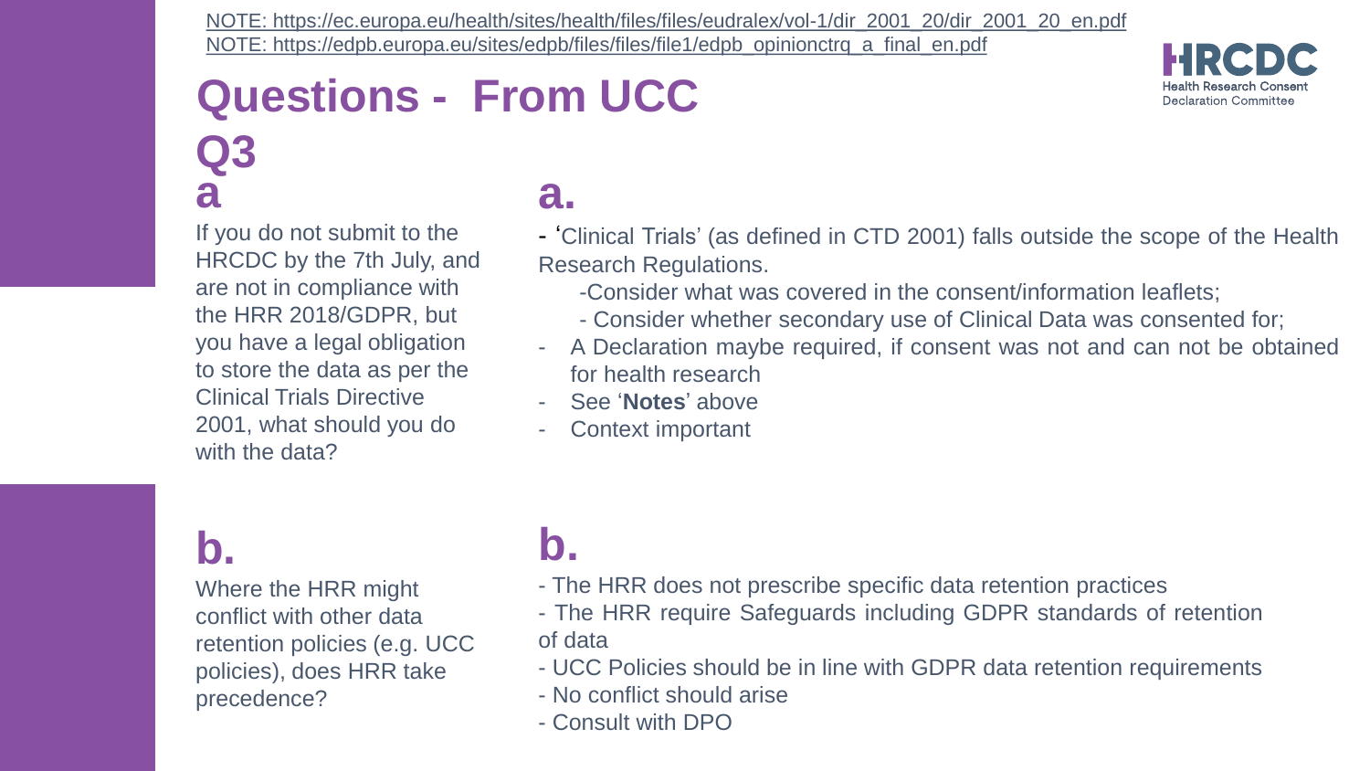NOTE: https://ec.europa.eu/health/sites/health/files/files/eudralex/vol-1/dir_2001_20/dir_2001_20_en.pdf
NOTE: https://edpb.europa.eu/sites/edpb/files/files/file1/edpb_opinionctrq_a_final_en.pdf

# Questions - From UCC

## Q3

### a

If you do not submit to the HRCDC by the 7th July, and are not in compliance with the HRR 2018/GDPR, but you have a legal obligation to store the data as per the Clinical Trials Directive 2001, what should you do with the data?

### a.

- 'Clinical Trials' (as defined in CTD 2001) falls outside the scope of the Health Research Regulations.
  - Consider what was covered in the consent/information leaflets;
  - Consider whether secondary use of Clinical Data was consented for;
- A Declaration maybe required, if consent was not and can not be obtained for health research
- See '**Notes**' above
- Context important

### b.

Where the HRR might conflict with other data retention policies (e.g. UCC policies), does HRR take precedence?

### b.

- The HRR does not prescribe specific data retention practices
- The HRR require Safeguards including GDPR standards of retention of data
- UCC Policies should be in line with GDPR data retention requirements
- No conflict should arise
- Consult with DPO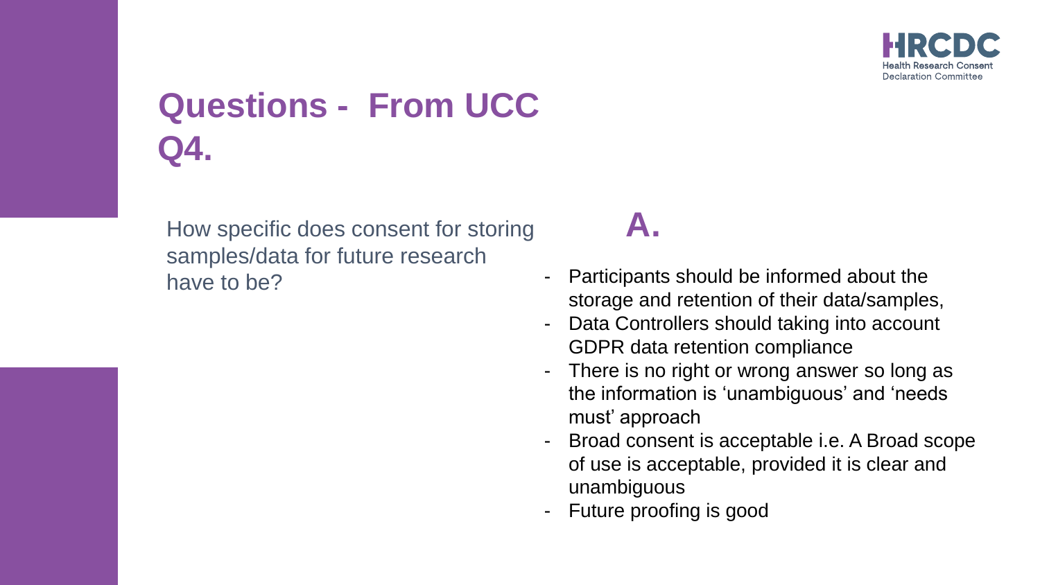# Questions - From UCC Q4.

How specific does consent for storing samples/data for future research have to be?

## A.

- Participants should be informed about the storage and retention of their data/samples,
- Data Controllers should taking into account GDPR data retention compliance
- There is no right or wrong answer so long as the information is 'unambiguous' and 'needs must' approach
- Broad consent is acceptable i.e. A Broad scope of use is acceptable, provided it is clear and unambiguous
- Future proofing is good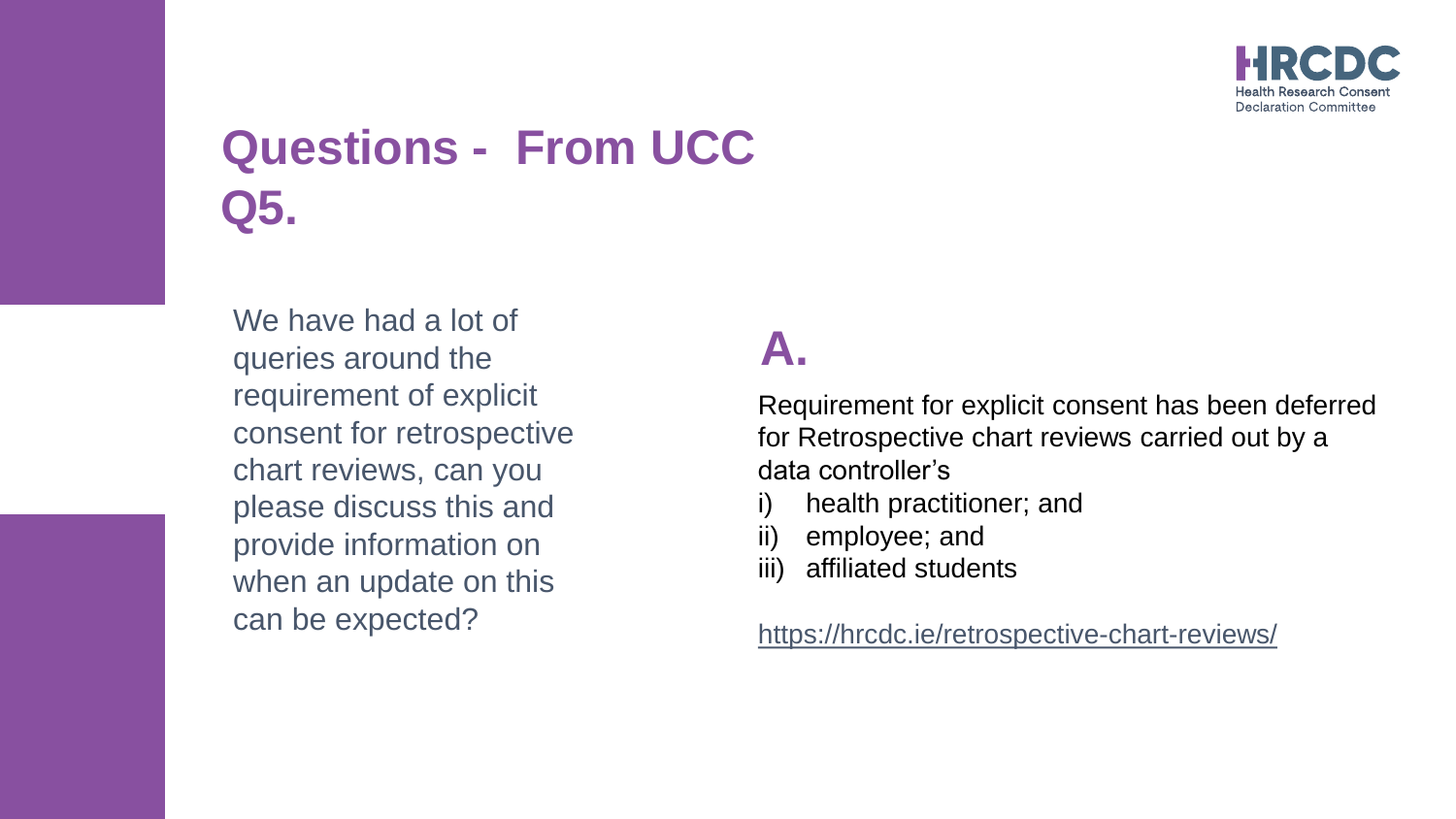# Questions - From UCC Q5.

We have had a lot of queries around the requirement of explicit consent for retrospective chart reviews, can you please discuss this and provide information on when an update on this can be expected?

## A.

Requirement for explicit consent has been deferred for Retrospective chart reviews carried out by a data controller's

i) health practitioner; and
ii) employee; and
iii) affiliated students

https://hrcdc.ie/retrospective-chart-reviews/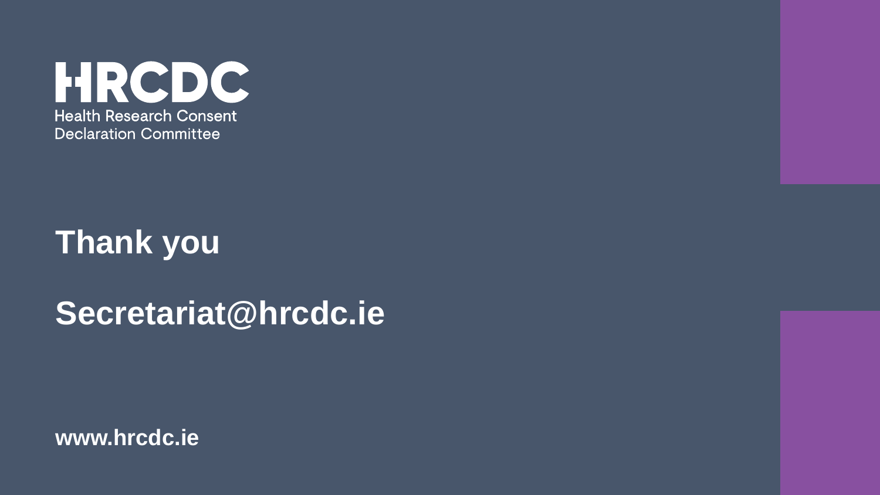HRCDC

Health Research Consent Declaration Committee

# Thank you

## Secretariat@hrcdc.ie

**www.hrcdc.ie**